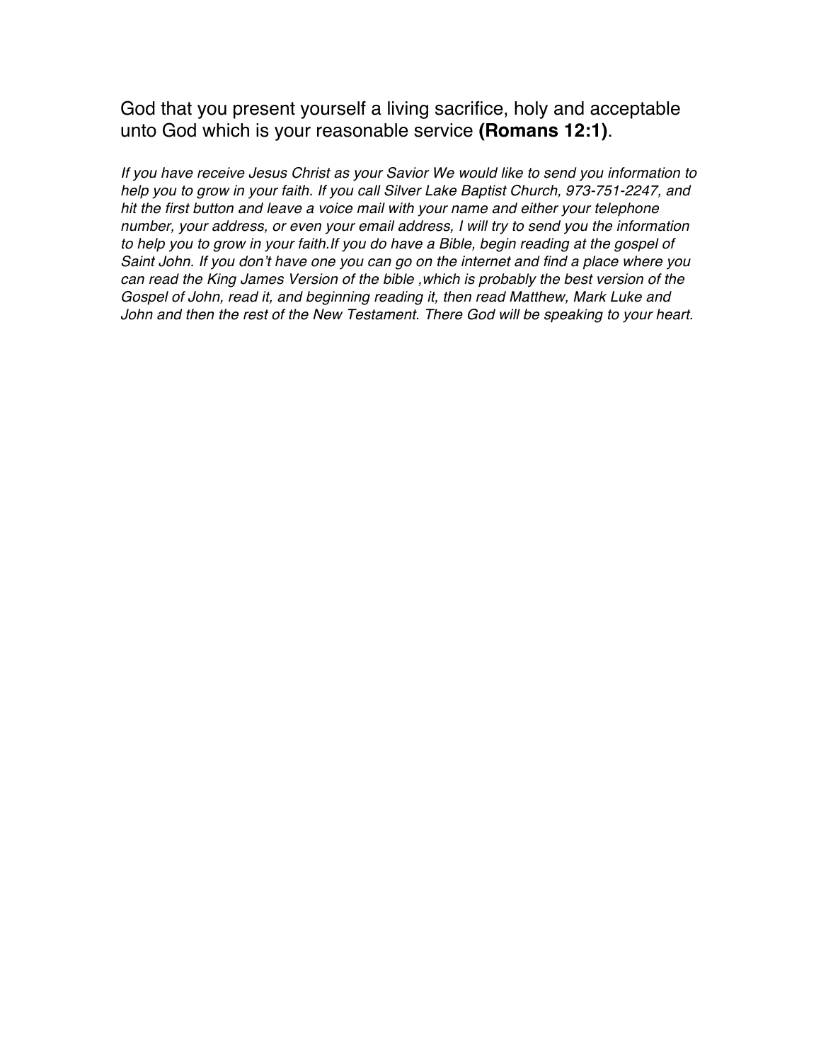God that you present yourself a living sacrifice, holy and acceptable unto God which is your reasonable service **(Romans 12:1)**.

*If you have receive Jesus Christ as your Savior We would like to send you information to help you to grow in your faith. If you call Silver Lake Baptist Church, 973-751-2247, and hit the first button and leave a voice mail with your name and either your telephone number, your address, or even your email address, I will try to send you the information to help you to grow in your faith.If you do have a Bible, begin reading at the gospel of Saint John. If you don't have one you can go on the internet and find a place where you can read the King James Version of the bible ,which is probably the best version of the Gospel of John, read it, and beginning reading it, then read Matthew, Mark Luke and John and then the rest of the New Testament. There God will be speaking to your heart.*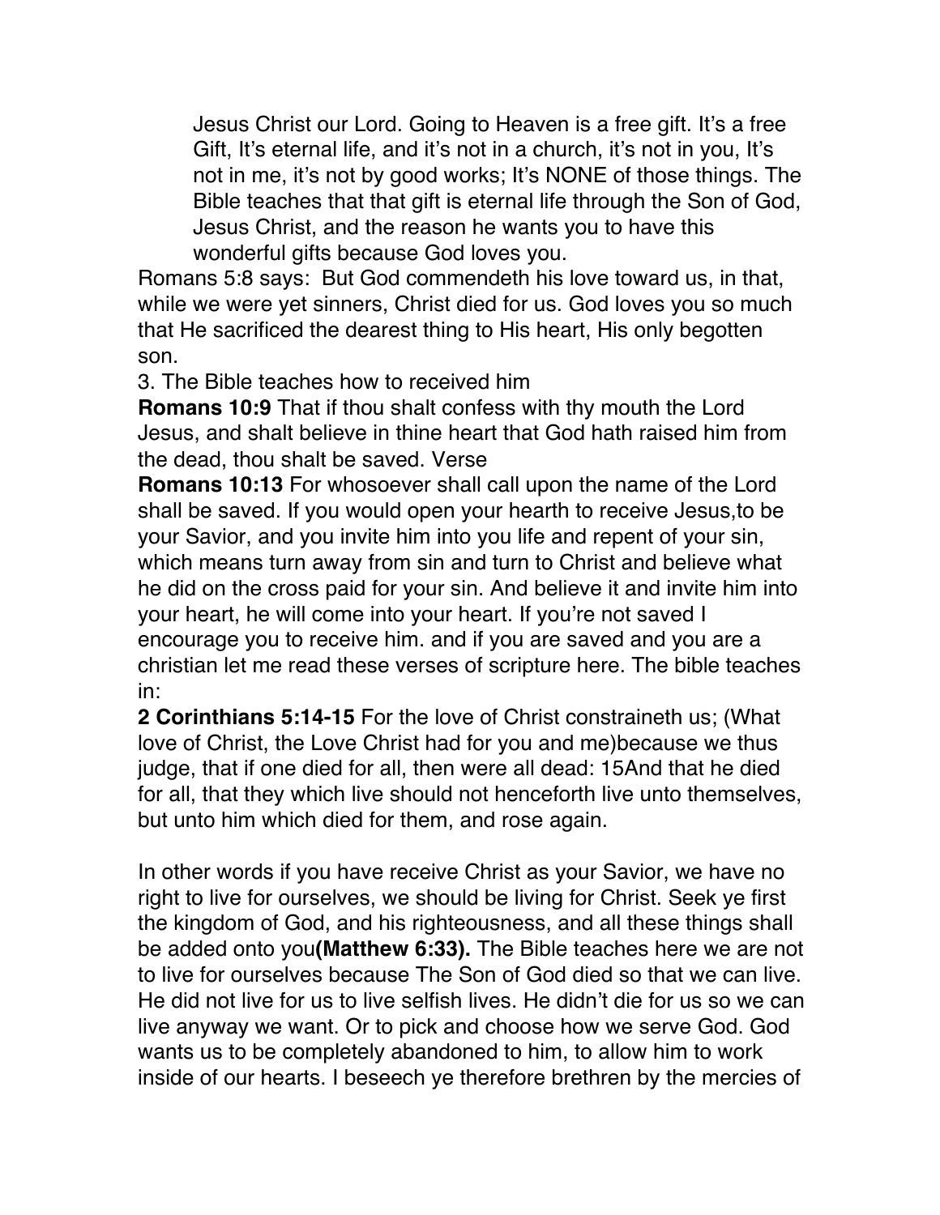Jesus Christ our Lord. Going to Heaven is a free gift. It's a free Gift, It's eternal life, and it's not in a church, it's not in you, It's not in me, it's not by good works; It's NONE of those things. The Bible teaches that that gift is eternal life through the Son of God, Jesus Christ, and the reason he wants you to have this wonderful gifts because God loves you.

Romans 5:8 says: But God commendeth his love toward us, in that, while we were yet sinners, Christ died for us. God loves you so much that He sacrificed the dearest thing to His heart, His only begotten son.

3. The Bible teaches how to received him

**Romans 10:9** That if thou shalt confess with thy mouth the Lord Jesus, and shalt believe in thine heart that God hath raised him from the dead, thou shalt be saved. Verse

**Romans 10:13** For whosoever shall call upon the name of the Lord shall be saved. If you would open your hearth to receive Jesus,to be your Savior, and you invite him into you life and repent of your sin, which means turn away from sin and turn to Christ and believe what he did on the cross paid for your sin. And believe it and invite him into your heart, he will come into your heart. If you're not saved I encourage you to receive him. and if you are saved and you are a christian let me read these verses of scripture here. The bible teaches in:

**2 Corinthians 5:14-15** For the love of Christ constraineth us; (What love of Christ, the Love Christ had for you and me)because we thus judge, that if one died for all, then were all dead: 15And that he died for all, that they which live should not henceforth live unto themselves, but unto him which died for them, and rose again.

In other words if you have receive Christ as your Savior, we have no right to live for ourselves, we should be living for Christ. Seek ye first the kingdom of God, and his righteousness, and all these things shall be added onto you**(Matthew 6:33).** The Bible teaches here we are not to live for ourselves because The Son of God died so that we can live. He did not live for us to live selfish lives. He didn't die for us so we can live anyway we want. Or to pick and choose how we serve God. God wants us to be completely abandoned to him, to allow him to work inside of our hearts. I beseech ye therefore brethren by the mercies of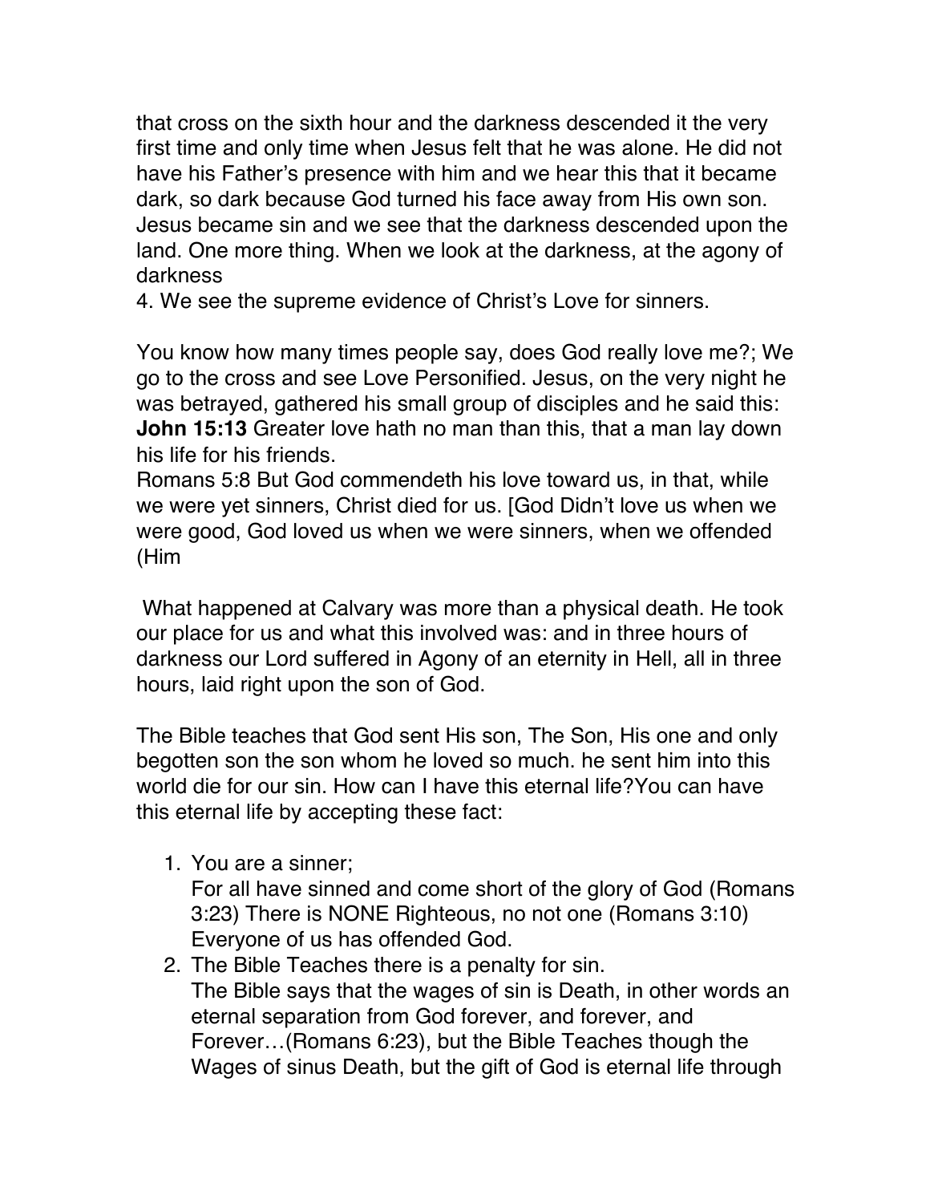that cross on the sixth hour and the darkness descended it the very first time and only time when Jesus felt that he was alone. He did not have his Father's presence with him and we hear this that it became dark, so dark because God turned his face away from His own son. Jesus became sin and we see that the darkness descended upon the land. One more thing. When we look at the darkness, at the agony of darkness

4. We see the supreme evidence of Christ's Love for sinners.

You know how many times people say, does God really love me?; We go to the cross and see Love Personified. Jesus, on the very night he was betrayed, gathered his small group of disciples and he said this: **John 15:13** Greater love hath no man than this, that a man lay down his life for his friends.
Romans 5:8 But God commendeth his love toward us, in that, while we were yet sinners, Christ died for us. [God Didn't love us when we were good, God loved us when we were sinners, when we offended (Him

What happened at Calvary was more than a physical death. He took our place for us and what this involved was: and in three hours of darkness our Lord suffered in Agony of an eternity in Hell, all in three hours, laid right upon the son of God.

The Bible teaches that God sent His son, The Son, His one and only begotten son the son whom he loved so much. he sent him into this world die for our sin. How can I have this eternal life?You can have this eternal life by accepting these fact:

1. You are a sinner;
   For all have sinned and come short of the glory of God (Romans 3:23) There is NONE Righteous, no not one (Romans 3:10) Everyone of us has offended God.
2. The Bible Teaches there is a penalty for sin.
   The Bible says that the wages of sin is Death, in other words an eternal separation from God forever, and forever, and Forever…(Romans 6:23), but the Bible Teaches though the Wages of sinus Death, but the gift of God is eternal life through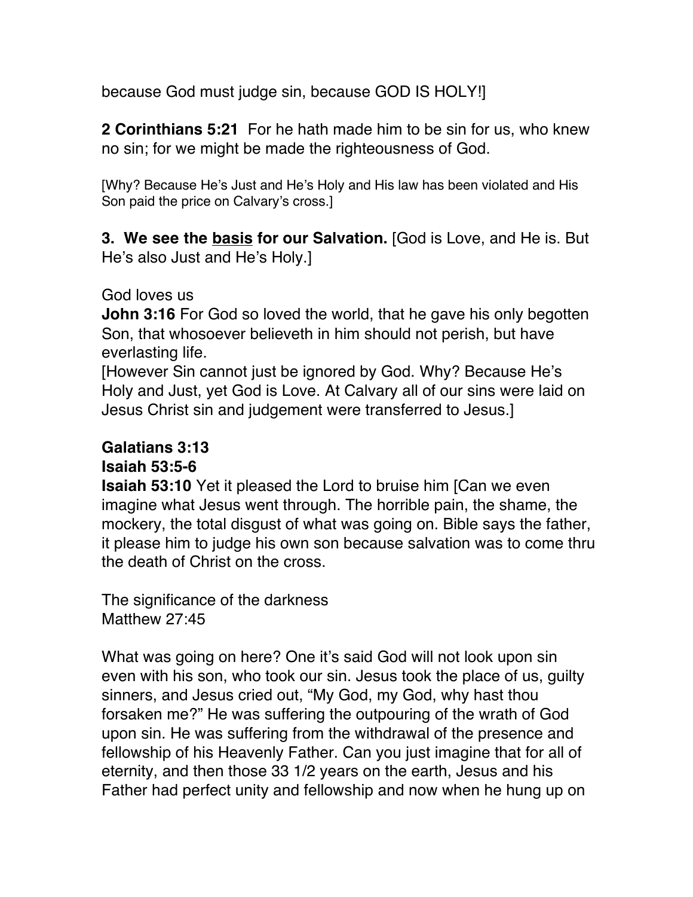because God must judge sin, because GOD IS HOLY!]

**2 Corinthians 5:21** For he hath made him to be sin for us, who knew no sin; for we might be made the righteousness of God.

[Why? Because He's Just and He's Holy and His law has been violated and His Son paid the price on Calvary's cross.]

**3. We see the <u>basis</u> for our Salvation.** [God is Love, and He is. But He's also Just and He's Holy.]

God loves us

**John 3:16** For God so loved the world, that he gave his only begotten Son, that whosoever believeth in him should not perish, but have everlasting life.

[However Sin cannot just be ignored by God. Why? Because He's Holy and Just, yet God is Love. At Calvary all of our sins were laid on Jesus Christ sin and judgement were transferred to Jesus.]

**Galatians 3:13**

**Isaiah 53:5-6**

**Isaiah 53:10** Yet it pleased the Lord to bruise him [Can we even imagine what Jesus went through. The horrible pain, the shame, the mockery, the total disgust of what was going on. Bible says the father, it please him to judge his own son because salvation was to come thru the death of Christ on the cross.

The significance of the darkness
Matthew 27:45

What was going on here? One it's said God will not look upon sin even with his son, who took our sin. Jesus took the place of us, guilty sinners, and Jesus cried out, "My God, my God, why hast thou forsaken me?" He was suffering the outpouring of the wrath of God upon sin. He was suffering from the withdrawal of the presence and fellowship of his Heavenly Father. Can you just imagine that for all of eternity, and then those 33 1/2 years on the earth, Jesus and his Father had perfect unity and fellowship and now when he hung up on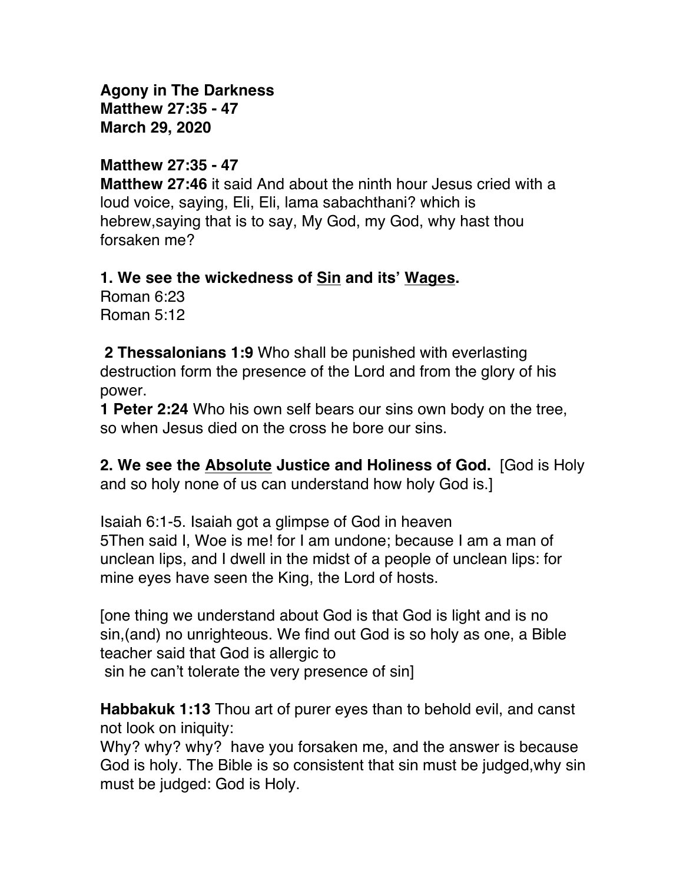**Agony in The Darkness**
**Matthew 27:35 - 47**
**March 29, 2020**

**Matthew 27:35 - 47**
**Matthew 27:46** it said And about the ninth hour Jesus cried with a loud voice, saying, Eli, Eli, lama sabachthani? which is hebrew,saying that is to say, My God, my God, why hast thou forsaken me?

**1. We see the wickedness of <u>Sin</u> and its' <u>Wages</u>.**
Roman 6:23
Roman 5:12

**2 Thessalonians 1:9** Who shall be punished with everlasting destruction form the presence of the Lord and from the glory of his power.
**1 Peter 2:24** Who his own self bears our sins own body on the tree, so when Jesus died on the cross he bore our sins.

**2. We see the <u>Absolute</u> Justice and Holiness of God.** [God is Holy and so holy none of us can understand how holy God is.]

Isaiah 6:1-5. Isaiah got a glimpse of God in heaven
5Then said I, Woe is me! for I am undone; because I am a man of unclean lips, and I dwell in the midst of a people of unclean lips: for mine eyes have seen the King, the Lord of hosts.

[one thing we understand about God is that God is light and is no sin,(and) no unrighteous. We find out God is so holy as one, a Bible teacher said that God is allergic to
sin he can't tolerate the very presence of sin]

**Habbakuk 1:13** Thou art of purer eyes than to behold evil, and canst not look on iniquity:
Why? why? why? have you forsaken me, and the answer is because God is holy. The Bible is so consistent that sin must be judged,why sin must be judged: God is Holy.